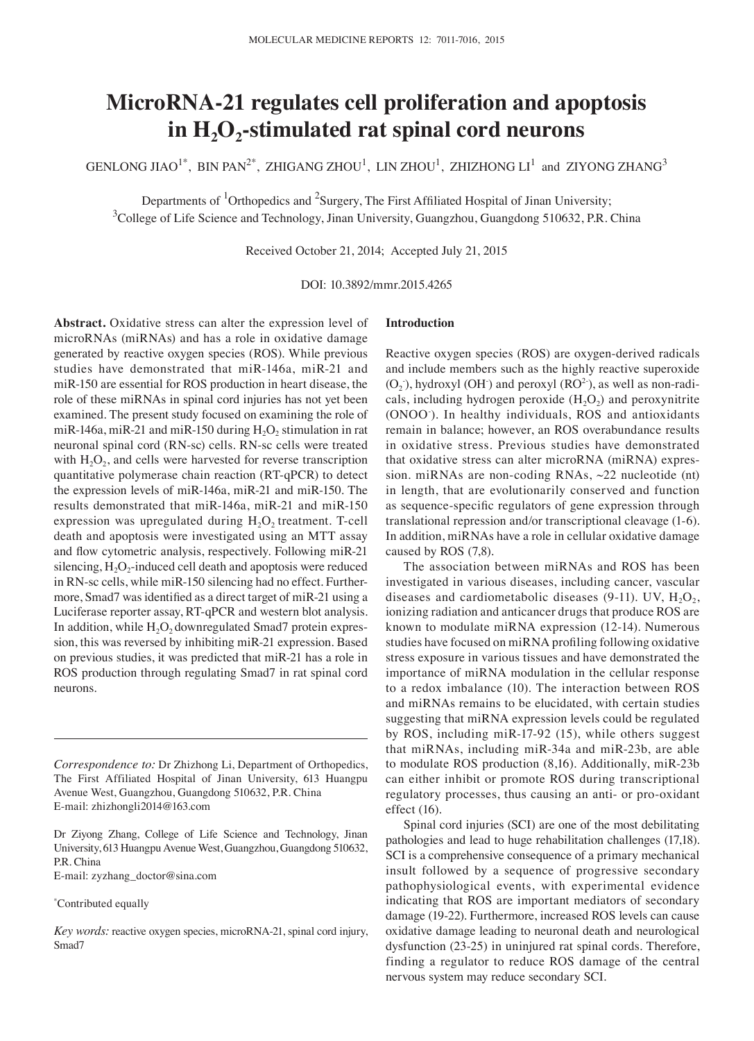# MicroRNA-21 regulates cell proliferation and apoptosis in $H_2O_2$-stimulated rat spinal cord neurons

GENLONG JIAO[1*], BIN PAN[2*], ZHIGANG ZHOU[1], LIN ZHOU[1], ZHIZHONG LI[1] and ZIYONG ZHANG[3]

Departments of [1]Orthopedics and [2]Surgery, The First Affiliated Hospital of Jinan University; [3]College of Life Science and Technology, Jinan University, Guangzhou, Guangdong 510632, P.R. China

Received October 21, 2014; Accepted July 21, 2015

DOI: 10.3892/mmr.2015.4265

**Abstract.** Oxidative stress can alter the expression level of microRNAs (miRNAs) and has a role in oxidative damage generated by reactive oxygen species (ROS). While previous studies have demonstrated that miR-146a, miR-21 and miR-150 are essential for ROS production in heart disease, the role of these miRNAs in spinal cord injuries has not yet been examined. The present study focused on examining the role of miR-146a, miR-21 and miR-150 during $H_2O_2$ stimulation in rat neuronal spinal cord (RN-sc) cells. RN-sc cells were treated with $H_2O_2$, and cells were harvested for reverse transcription quantitative polymerase chain reaction (RT-qPCR) to detect the expression levels of miR-146a, miR-21 and miR-150. The results demonstrated that miR-146a, miR-21 and miR-150 expression was upregulated during $H_2O_2$ treatment. T-cell death and apoptosis were investigated using an MTT assay and flow cytometric analysis, respectively. Following miR-21 silencing, $H_2O_2$-induced cell death and apoptosis were reduced in RN-sc cells, while miR-150 silencing had no effect. Furthermore, Smad7 was identified as a direct target of miR-21 using a Luciferase reporter assay, RT-qPCR and western blot analysis. In addition, while $H_2O_2$ downregulated Smad7 protein expression, this was reversed by inhibiting miR-21 expression. Based on previous studies, it was predicted that miR-21 has a role in ROS production through regulating Smad7 in rat spinal cord neurons.

*Correspondence to:* Dr Zhizhong Li, Department of Orthopedics, The First Affiliated Hospital of Jinan University, 613 Huangpu Avenue West, Guangzhou, Guangdong 510632, P.R. China
E-mail: zhizhongli2014@163.com

Dr Ziyong Zhang, College of Life Science and Technology, Jinan University, 613 Huangpu Avenue West, Guangzhou, Guangdong 510632, P.R. China
E-mail: zyzhang_doctor@sina.com

*Contributed equally

*Key words:* reactive oxygen species, microRNA-21, spinal cord injury, Smad7

## Introduction

Reactive oxygen species (ROS) are oxygen-derived radicals and include members such as the highly reactive superoxide ($O_2^-$), hydroxyl ($OH^-$) and peroxyl ($RO^{2-}$), as well as non-radicals, including hydrogen peroxide ($H_2O_2$) and peroxynitrite ($ONOO^-$). In healthy individuals, ROS and antioxidants remain in balance; however, an ROS overabundance results in oxidative stress. Previous studies have demonstrated that oxidative stress can alter microRNA (miRNA) expression. miRNAs are non-coding RNAs, ~22 nucleotide (nt) in length, that are evolutionarily conserved and function as sequence-specific regulators of gene expression through translational repression and/or transcriptional cleavage (1-6). In addition, miRNAs have a role in cellular oxidative damage caused by ROS (7,8).

The association between miRNAs and ROS has been investigated in various diseases, including cancer, vascular diseases and cardiometabolic diseases (9-11). UV, $H_2O_2$, ionizing radiation and anticancer drugs that produce ROS are known to modulate miRNA expression (12-14). Numerous studies have focused on miRNA profiling following oxidative stress exposure in various tissues and have demonstrated the importance of miRNA modulation in the cellular response to a redox imbalance (10). The interaction between ROS and miRNAs remains to be elucidated, with certain studies suggesting that miRNA expression levels could be regulated by ROS, including miR-17-92 (15), while others suggest that miRNAs, including miR-34a and miR-23b, are able to modulate ROS production (8,16). Additionally, miR-23b can either inhibit or promote ROS during transcriptional regulatory processes, thus causing an anti- or pro-oxidant effect (16).

Spinal cord injuries (SCI) are one of the most debilitating pathologies and lead to huge rehabilitation challenges (17,18). SCI is a comprehensive consequence of a primary mechanical insult followed by a sequence of progressive secondary pathophysiological events, with experimental evidence indicating that ROS are important mediators of secondary damage (19-22). Furthermore, increased ROS levels can cause oxidative damage leading to neuronal death and neurological dysfunction (23-25) in uninjured rat spinal cords. Therefore, finding a regulator to reduce ROS damage of the central nervous system may reduce secondary SCI.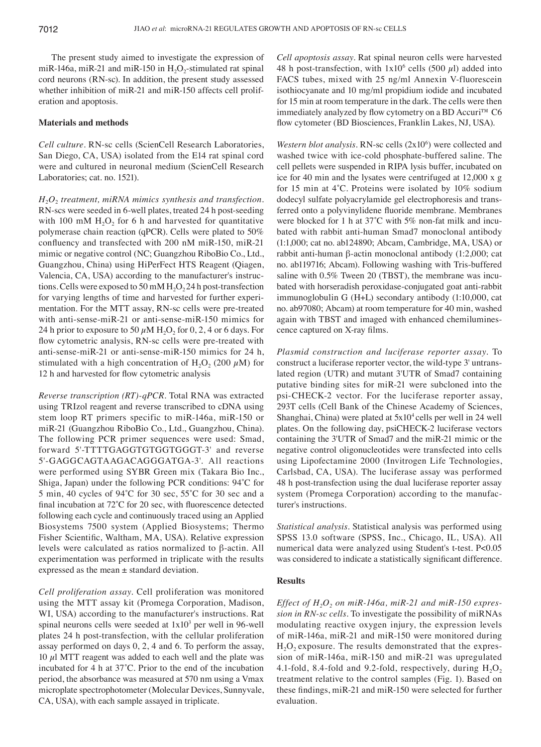The present study aimed to investigate the expression of miR-146a, miR-21 and miR-150 in $H_2O_2$-stimulated rat spinal cord neurons (RN-sc). In addition, the present study assessed whether inhibition of miR-21 and miR-150 affects cell proliferation and apoptosis.

## Materials and methods

*Cell culture.* RN-sc cells (ScienCell Research Laboratories, San Diego, CA, USA) isolated from the E14 rat spinal cord were and cultured in neuronal medium (ScienCell Research Laboratories; cat. no. 1521).

*$H_2O_2$ treatment, miRNA mimics synthesis and transfection.* RN-scs were seeded in 6-well plates, treated 24 h post-seeding with 100 mM $H_2O_2$ for 6 h and harvested for quantitative polymerase chain reaction (qPCR). Cells were plated to 50% confluency and transfected with 200 nM miR-150, miR-21 mimic or negative control (NC; Guangzhou RiboBio Co., Ltd., Guangzhou, China) using HiPerFect HTS Reagent (Qiagen, Valencia, CA, USA) according to the manufacturer's instructions. Cells were exposed to 50 mM $H_2O_2$ 24 h post-transfection for varying lengths of time and harvested for further experimentation. For the MTT assay, RN-sc cells were pre-treated with anti-sense-miR-21 or anti-sense-miR-150 mimics for 24 h prior to exposure to 50 $\mu$M $H_2O_2$ for 0, 2, 4 or 6 days. For flow cytometric analysis, RN-sc cells were pre-treated with anti-sense-miR-21 or anti-sense-miR-150 mimics for 24 h, stimulated with a high concentration of $H_2O_2$ (200 $\mu$M) for 12 h and harvested for flow cytometric analysis

*Reverse transcription (RT)-qPCR.* Total RNA was extracted using TRIzol reagent and reverse transcribed to cDNA using stem loop RT primers specific to miR-146a, miR-150 or miR-21 (Guangzhou RiboBio Co., Ltd., Guangzhou, China). The following PCR primer sequences were used: Smad, forward 5'-TTTTGAGGTGTGGTGGGT-3' and reverse 5'-GAGGCAGTAAGACAGGGATGA-3'. All reactions were performed using SYBR Green mix (Takara Bio Inc., Shiga, Japan) under the following PCR conditions: 94˚C for 5 min, 40 cycles of 94˚C for 30 sec, 55˚C for 30 sec and a final incubation at 72˚C for 20 sec, with fluorescence detected following each cycle and continuously traced using an Applied Biosystems 7500 system (Applied Biosystems; Thermo Fisher Scientific, Waltham, MA, USA). Relative expression levels were calculated as ratios normalized to β-actin. All experimentation was performed in triplicate with the results expressed as the mean ± standard deviation.

*Cell proliferation assay.* Cell proliferation was monitored using the MTT assay kit (Promega Corporation, Madison, WI, USA) according to the manufacturer's instructions. Rat spinal neurons cells were seeded at $1x10^3$ per well in 96-well plates 24 h post-transfection, with the cellular proliferation assay performed on days 0, 2, 4 and 6. To perform the assay, 10 $\mu$l MTT reagent was added to each well and the plate was incubated for 4 h at 37˚C. Prior to the end of the incubation period, the absorbance was measured at 570 nm using a Vmax microplate spectrophotometer (Molecular Devices, Sunnyvale, CA, USA), with each sample assayed in triplicate.

*Cell apoptosis assay.* Rat spinal neuron cells were harvested 48 h post-transfection, with $1x10^6$ cells (500 $\mu$l) added into FACS tubes, mixed with 25 ng/ml Annexin V-fluorescein isothiocyanate and 10 mg/ml propidium iodide and incubated for 15 min at room temperature in the dark. The cells were then immediately analyzed by flow cytometry on a BD Accuri™ C6 flow cytometer (BD Biosciences, Franklin Lakes, NJ, USA).

*Western blot analysis.* RN-sc cells ($2x10^6$) were collected and washed twice with ice-cold phosphate-buffered saline. The cell pellets were suspended in RIPA lysis buffer, incubated on ice for 40 min and the lysates were centrifuged at 12,000 x g for 15 min at 4˚C. Proteins were isolated by 10% sodium dodecyl sulfate polyacrylamide gel electrophoresis and transferred onto a polyvinylidene fluoride membrane. Membranes were blocked for 1 h at 37˚C with 5% non-fat milk and incubated with rabbit anti-human Smad7 monoclonal antibody (1:1,000; cat no. ab124890; Abcam, Cambridge, MA, USA) or rabbit anti-human β-actin monoclonal antibody (1:2,000; cat no. ab119716; Abcam). Following washing with Tris-buffered saline with 0.5% Tween 20 (TBST), the membrane was incubated with horseradish peroxidase-conjugated goat anti-rabbit immunoglobulin G (H+L) secondary antibody (1:10,000, cat no. ab97080; Abcam) at room temperature for 40 min, washed again with TBST and imaged with enhanced chemiluminescence captured on X-ray films.

*Plasmid construction and luciferase reporter assay.* To construct a luciferase reporter vector, the wild-type 3' untranslated region (UTR) and mutant 3'UTR of Smad7 containing putative binding sites for miR-21 were subcloned into the psi-CHECK-2 vector. For the luciferase reporter assay, 293T cells (Cell Bank of the Chinese Academy of Sciences, Shanghai, China) were plated at $5x10^4$ cells per well in 24 well plates. On the following day, psiCHECK-2 luciferase vectors containing the 3'UTR of Smad7 and the miR-21 mimic or the negative control oligonucleotides were transfected into cells using Lipofectamine 2000 (Invitrogen Life Technologies, Carlsbad, CA, USA). The luciferase assay was performed 48 h post-transfection using the dual luciferase reporter assay system (Promega Corporation) according to the manufacturer's instructions.

*Statistical analysis.* Statistical analysis was performed using SPSS 13.0 software (SPSS, Inc., Chicago, IL, USA). All numerical data were analyzed using Student's t-test. $P<0.05$ was considered to indicate a statistically significant difference.

## Results

*Effect of $H_2O_2$ on miR-146a, miR-21 and miR-150 expression in RN-sc cells.* To investigate the possibility of miRNAs modulating reactive oxygen injury, the expression levels of miR-146a, miR-21 and miR-150 were monitored during $H_2O_2$ exposure. The results demonstrated that the expression of miR-146a, miR-150 and miR-21 was upregulated 4.1-fold, 8.4-fold and 9.2-fold, respectively, during $H_2O_2$ treatment relative to the control samples (Fig. 1). Based on these findings, miR-21 and miR-150 were selected for further evaluation.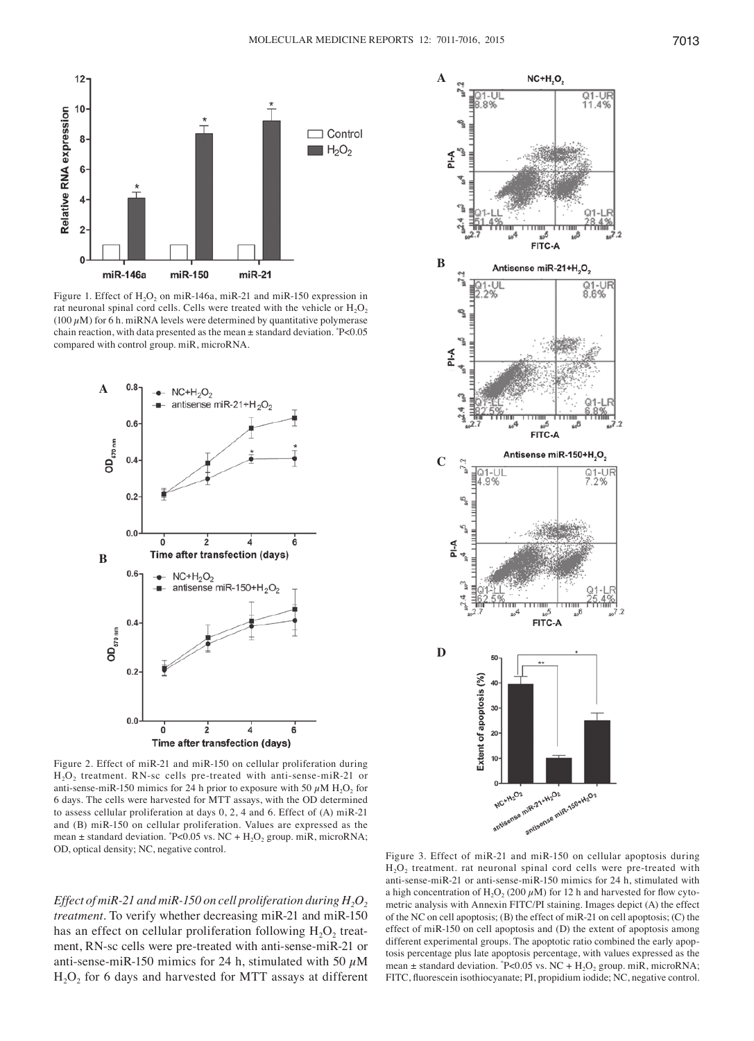Figure 1. Effect of $H_2O_2$ on miR-146a, miR-21 and miR-150 expression in rat neuronal spinal cord cells. Cells were treated with the vehicle or $H_2O_2$ (100 $\mu$M) for 6 h. miRNA levels were determined by quantitative polymerase chain reaction, with data presented as the mean ± standard deviation. *P<0.05 compared with control group. miR, microRNA.

Figure 2. Effect of miR-21 and miR-150 on cellular proliferation during $H_2O_2$ treatment. RN-sc cells pre-treated with anti-sense-miR-21 or anti-sense-miR-150 mimics for 24 h prior to exposure with 50 $\mu$M $H_2O_2$ for 6 days. The cells were harvested for MTT assays, with the OD determined to assess cellular proliferation at days 0, 2, 4 and 6. Effect of (A) miR-21 and (B) miR-150 on cellular proliferation. Values are expressed as the mean ± standard deviation. *P<0.05 vs. NC + $H_2O_2$ group. miR, microRNA; OD, optical density; NC, negative control.

Figure 3. Effect of miR-21 and miR-150 on cellular apoptosis during $H_2O_2$ treatment. rat neuronal spinal cord cells were pre-treated with anti-sense-miR-21 or anti-sense-miR-150 mimics for 24 h, stimulated with a high concentration of $H_2O_2$ (200 $\mu$M) for 12 h and harvested for flow cytometric analysis with Annexin FITC/PI staining. Images depict (A) the effect of the NC on cell apoptosis; (B) the effect of miR-21 on cell apoptosis; (C) the effect of miR-150 on cell apoptosis and (D) the extent of apoptosis among different experimental groups. The apoptotic ratio combined the early apoptosis percentage plus late apoptosis percentage, with values expressed as the mean ± standard deviation. *P<0.05 vs. NC + $H_2O_2$ group. miR, microRNA; FITC, fluorescein isothiocyanate; PI, propidium iodide; NC, negative control.

*Effect of miR-21 and miR-150 on cell proliferation during $H_2O_2$ treatment*. To verify whether decreasing miR-21 and miR-150 has an effect on cellular proliferation following $H_2O_2$ treatment, RN-sc cells were pre-treated with anti-sense-miR-21 or anti-sense-miR-150 mimics for 24 h, stimulated with 50 $\mu$M $H_2O_2$ for 6 days and harvested for MTT assays at different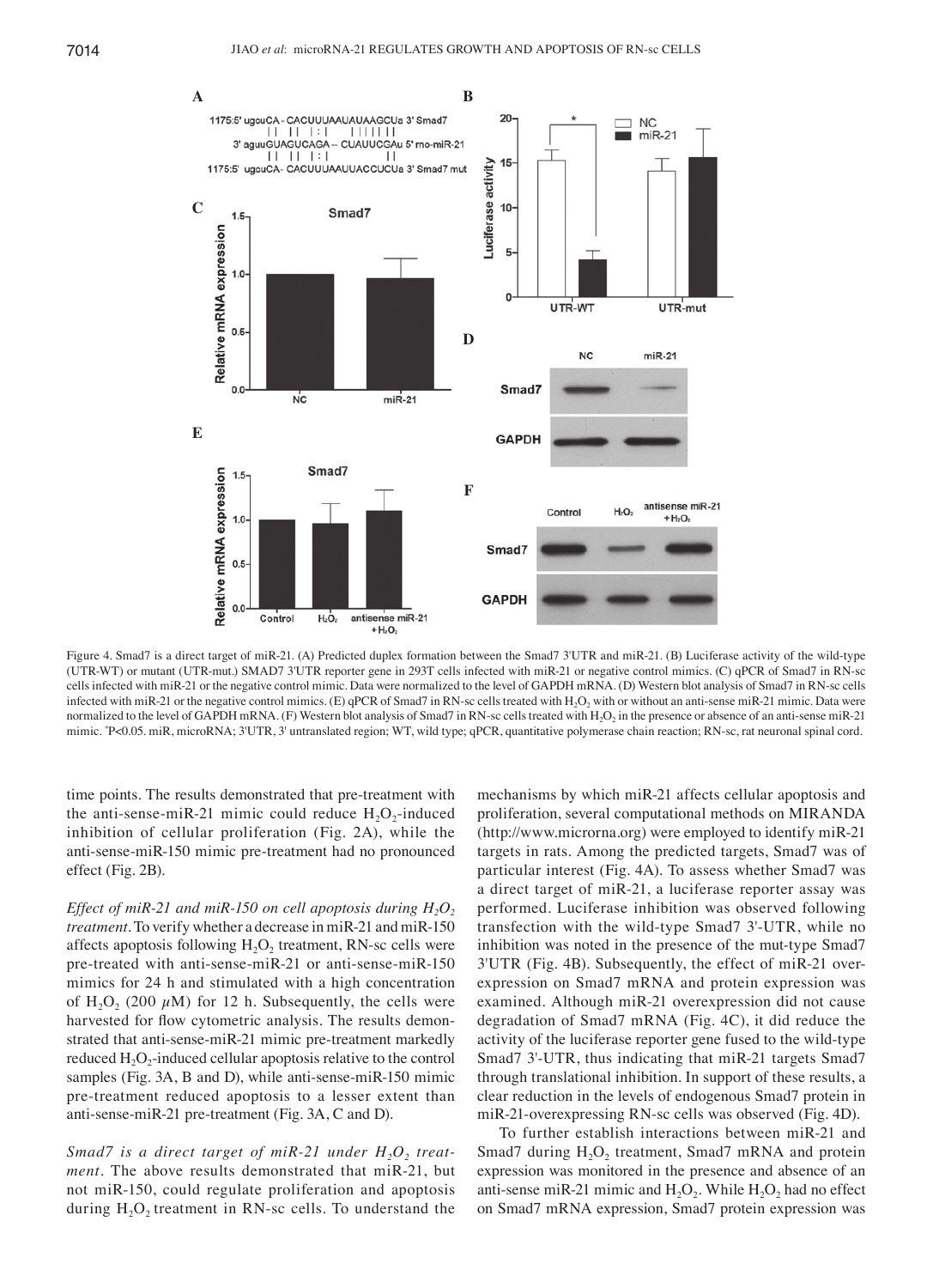Figure 4. Smad7 is a direct target of miR-21. (A) Predicted duplex formation between the Smad7 3'UTR and miR-21. (B) Luciferase activity of the wild-type (UTR-WT) or mutant (UTR-mut.) SMAD7 3'UTR reporter gene in 293T cells infected with miR-21 or negative control mimics. (C) qPCR of Smad7 in RN-sc cells infected with miR-21 or the negative control mimic. Data were normalized to the level of GAPDH mRNA. (D) Western blot analysis of Smad7 in RN-sc cells infected with miR-21 or the negative control mimics. (E) qPCR of Smad7 in RN-sc cells treated with $H_2O_2$ with or without an anti-sense miR-21 mimic. Data were normalized to the level of GAPDH mRNA. (F) Western blot analysis of Smad7 in RN-sc cells treated with $H_2O_2$ in the presence or absence of an anti-sense miR-21 mimic. *P<0.05. miR, microRNA; 3'UTR, 3' untranslated region; WT, wild type; qPCR, quantitative polymerase chain reaction; RN-sc, rat neuronal spinal cord.

time points. The results demonstrated that pre-treatment with the anti-sense-miR-21 mimic could reduce $H_2O_2$-induced inhibition of cellular proliferation (Fig. 2A), while the anti-sense-miR-150 mimic pre-treatment had no pronounced effect (Fig. 2B).

*Effect of miR-21 and miR-150 on cell apoptosis during $H_2O_2$ treatment.* To verify whether a decrease in miR-21 and miR-150 affects apoptosis following $H_2O_2$ treatment, RN-sc cells were pre-treated with anti-sense-miR-21 or anti-sense-miR-150 mimics for 24 h and stimulated with a high concentration of $H_2O_2$ (200 $\mu$M) for 12 h. Subsequently, the cells were harvested for flow cytometric analysis. The results demonstrated that anti-sense-miR-21 mimic pre-treatment markedly reduced $H_2O_2$-induced cellular apoptosis relative to the control samples (Fig. 3A, B and D), while anti-sense-miR-150 mimic pre-treatment reduced apoptosis to a lesser extent than anti-sense-miR-21 pre-treatment (Fig. 3A, C and D).

*Smad7 is a direct target of miR-21 under $H_2O_2$ treatment.* The above results demonstrated that miR-21, but not miR-150, could regulate proliferation and apoptosis during $H_2O_2$ treatment in RN-sc cells. To understand the mechanisms by which miR-21 affects cellular apoptosis and proliferation, several computational methods on MIRANDA (http://www.microrna.org) were employed to identify miR-21 targets in rats. Among the predicted targets, Smad7 was of particular interest (Fig. 4A). To assess whether Smad7 was a direct target of miR-21, a luciferase reporter assay was performed. Luciferase inhibition was observed following transfection with the wild-type Smad7 3'-UTR, while no inhibition was noted in the presence of the mut-type Smad7 3'UTR (Fig. 4B). Subsequently, the effect of miR-21 overexpression on Smad7 mRNA and protein expression was examined. Although miR-21 overexpression did not cause degradation of Smad7 mRNA (Fig. 4C), it did reduce the activity of the luciferase reporter gene fused to the wild-type Smad7 3'-UTR, thus indicating that miR-21 targets Smad7 through translational inhibition. In support of these results, a clear reduction in the levels of endogenous Smad7 protein in miR-21-overexpressing RN-sc cells was observed (Fig. 4D).

To further establish interactions between miR-21 and Smad7 during $H_2O_2$ treatment, Smad7 mRNA and protein expression was monitored in the presence and absence of an anti-sense miR-21 mimic and $H_2O_2$. While $H_2O_2$ had no effect on Smad7 mRNA expression, Smad7 protein expression was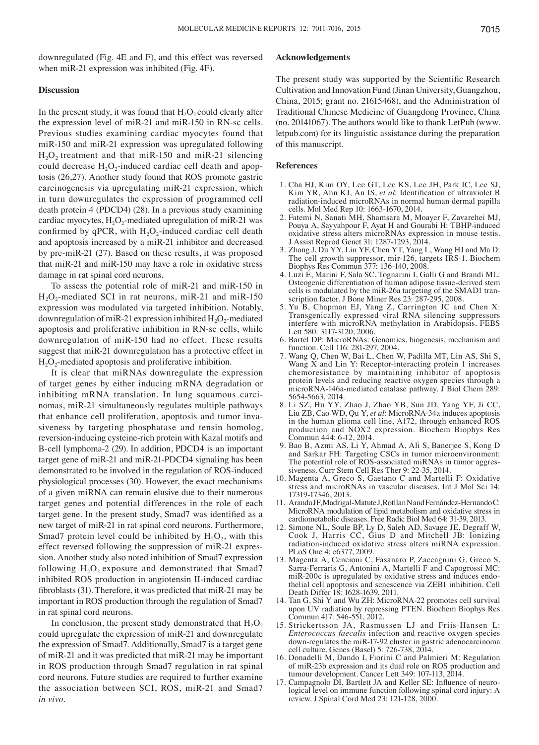downregulated (Fig. 4E and F), and this effect was reversed when miR-21 expression was inhibited (Fig. 4F).

## Discussion

In the present study, it was found that $H_2O_2$ could clearly alter the expression level of miR-21 and miR-150 in RN-sc cells. Previous studies examining cardiac myocytes found that miR-150 and miR-21 expression was upregulated following $H_2O_2$ treatment and that miR-150 and miR-21 silencing could decrease $H_2O_2$-induced cardiac cell death and apoptosis (26,27). Another study found that ROS promote gastric carcinogenesis via upregulating miR-21 expression, which in turn downregulates the expression of programmed cell death protein 4 (PDCD4) (28). In a previous study examining cardiac myocytes, $H_2O_2$-mediated upregulation of miR-21 was confirmed by qPCR, with $H_2O_2$-induced cardiac cell death and apoptosis increased by a miR-21 inhibitor and decreased by pre-miR-21 (27). Based on these results, it was proposed that miR-21 and miR-150 may have a role in oxidative stress damage in rat spinal cord neurons.

To assess the potential role of miR-21 and miR-150 in $H_2O_2$-mediated SCI in rat neurons, miR-21 and miR-150 expression was modulated via targeted inhibition. Notably, downregulation of miR-21 expression inhibited $H_2O_2$-mediated apoptosis and proliferative inhibition in RN-sc cells, while downregulation of miR-150 had no effect. These results suggest that miR-21 downregulation has a protective effect in $H_2O_2$-mediated apoptosis and proliferative inhibition.

It is clear that miRNAs downregulate the expression of target genes by either inducing mRNA degradation or inhibiting mRNA translation. In lung squamous carcinomas, miR-21 simultaneously regulates multiple pathways that enhance cell proliferation, apoptosis and tumor invasiveness by targeting phosphatase and tensin homolog, reversion-inducing cysteine-rich protein with Kazal motifs and B-cell lymphoma-2 (29). In addition, PDCD4 is an important target gene of miR-21 and miR-21-PDCD4 signaling has been demonstrated to be involved in the regulation of ROS-induced physiological processes (30). However, the exact mechanisms of a given miRNA can remain elusive due to their numerous target genes and potential differences in the role of each target gene. In the present study, Smad7 was identified as a new target of miR-21 in rat spinal cord neurons. Furthermore, Smad7 protein level could be inhibited by $H_2O_2$, with this effect reversed following the suppression of miR-21 expression. Another study also noted inhibition of Smad7 expression following $H_2O_2$ exposure and demonstrated that Smad7 inhibited ROS production in angiotensin II-induced cardiac fibroblasts (31). Therefore, it was predicted that miR-21 may be important in ROS production through the regulation of Smad7 in rat spinal cord neurons.

In conclusion, the present study demonstrated that $H_2O_2$ could upregulate the expression of miR-21 and downregulate the expression of Smad7. Additionally, Smad7 is a target gene of miR-21 and it was predicted that miR-21 may be important in ROS production through Smad7 regulation in rat spinal cord neurons. Future studies are required to further examine the association between SCI, ROS, miR-21 and Smad7 *in vivo*.

## Acknowledgements

The present study was supported by the Scientific Research Cultivation and Innovation Fund (Jinan University, Guangzhou, China, 2015; grant no. 21615468), and the Administration of Traditional Chinese Medicine of Guangdong Province, China (no. 20141067). The authors would like to thank LetPub (www.letpub.com) for its linguistic assistance during the preparation of this manuscript.

## References

1. Cha HJ, Kim OY, Lee GT, Lee KS, Lee JH, Park IC, Lee SJ, Kim YR, Ahn KJ, An IS, *et al*: Identification of ultraviolet B radiation-induced microRNAs in normal human dermal papilla cells. Mol Med Rep 10: 1663-1670, 2014.
2. Fatemi N, Sanati MH, Shamsara M, Moayer F, Zavarehei MJ, Pouya A, Sayyahpour F, Ayat H and Gourabi H: TBHP-induced oxidative stress alters microRNAs expression in mouse testis. J Assist Reprod Genet 31: 1287-1293, 2014.
3. Zhang J, Du YY, Lin YF, Chen YT, Yang L, Wang HJ and Ma D: The cell growth suppressor, mir-126, targets IRS-1. Biochem Biophys Res Commun 377: 136-140, 2008.
4. Luzi E, Marini F, Sala SC, Tognarini I, Galli G and Brandi ML: Osteogenic differentiation of human adipose tissue-derived stem cells is modulated by the miR-26a targeting of the SMAD1 transcription factor. J Bone Miner Res 23: 287-295, 2008.
5. Yu B, Chapman EJ, Yang Z, Carrington JC and Chen X: Transgenically expressed viral RNA silencing suppressors interfere with microRNA methylation in Arabidopsis. FEBS Lett 580: 3117-3120, 2006.
6. Bartel DP: MicroRNAs: Genomics, biogenesis, mechanism and function. Cell 116: 281-297, 2004.
7. Wang Q, Chen W, Bai L, Chen W, Padilla MT, Lin AS, Shi S, Wang X and Lin Y: Receptor-interacting protein 1 increases chemoresistance by maintaining inhibitor of apoptosis protein levels and reducing reactive oxygen species through a microRNA-146a-mediated catalase pathway. J Biol Chem 289: 5654-5663, 2014.
8. Li SZ, Hu YY, Zhao J, Zhao YB, Sun JD, Yang YF, Ji CC, Liu ZB, Cao WD, Qu Y, *et al*: MicroRNA-34a induces apoptosis in the human glioma cell line, A172, through enhanced ROS production and NOX2 expression. Biochem Biophys Res Commun 444: 6-12, 2014.
9. Bao B, Azmi AS, Li Y, Ahmad A, Ali S, Banerjee S, Kong D and Sarkar FH: Targeting CSCs in tumor microenvironment: The potential role of ROS-associated miRNAs in tumor aggressiveness. Curr Stem Cell Res Ther 9: 22-35, 2014.
10. Magenta A, Greco S, Gaetano C and Martelli F: Oxidative stress and microRNAs in vascular diseases. Int J Mol Sci 14: 17319-17346, 2013.
11. Aranda JF, Madrigal-Matute J, Rotllan N and Fernández-Hernando C: MicroRNA modulation of lipid metabolism and oxidative stress in cardiometabolic diseases. Free Radic Biol Med 64: 31-39, 2013.
12. Simone NL, Soule BP, Ly D, Saleh AD, Savage JE, Degraff W, Cook J, Harris CC, Gius D and Mitchell JB: Ionizing radiation-induced oxidative stress alters miRNA expression. PLoS One 4: e6377, 2009.
13. Magenta A, Cencioni C, Fasanaro P, Zaccagnini G, Greco S, Sarra-Ferraris G, Antonini A, Martelli F and Capogrossi MC: miR-200c is upregulated by oxidative stress and induces endothelial cell apoptosis and senescence via ZEB1 inhibition. Cell Death Differ 18: 1628-1639, 2011.
14. Tan G, Shi Y and Wu ZH: MicroRNA-22 promotes cell survival upon UV radiation by repressing PTEN. Biochem Biophys Res Commun 417: 546-551, 2012.
15. Strickertsson JA, Rasmussen LJ and Friis-Hansen L: *Enterococcus faecalis* infection and reactive oxygen species down-regulates the miR-17-92 cluster in gastric adenocarcinoma cell culture. Genes (Basel) 5: 726-738, 2014.
16. Donadelli M, Dando I, Fiorini C and Palmieri M: Regulation of miR-23b expression and its dual role on ROS production and tumour development. Cancer Lett 349: 107-113, 2014.
17. Campagnolo DI, Bartlett JA and Keller SE: Influence of neurological level on immune function following spinal cord injury: A review. J Spinal Cord Med 23: 121-128, 2000.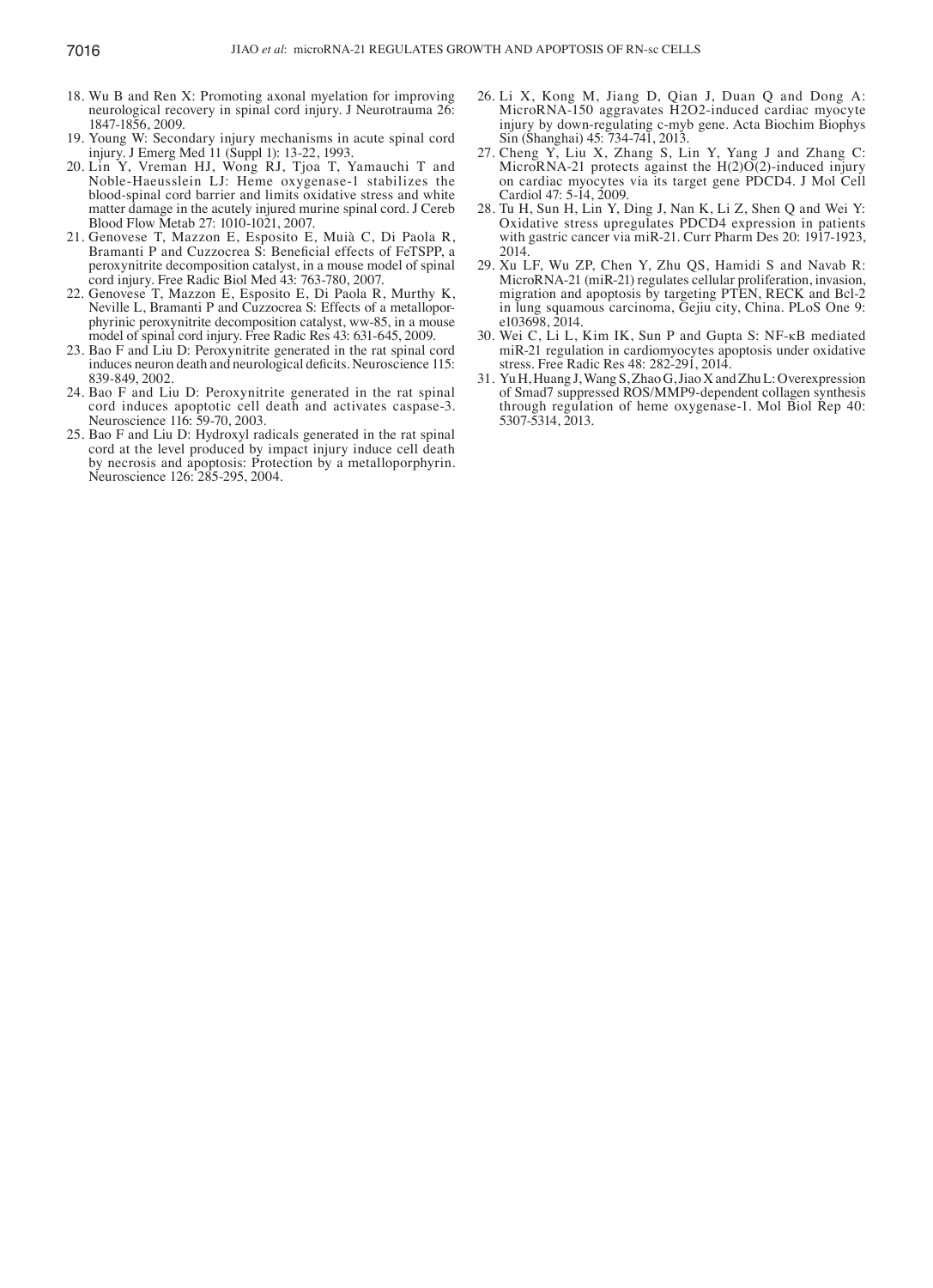18. Wu B and Ren X: Promoting axonal myelation for improving neurological recovery in spinal cord injury. J Neurotrauma 26: 1847-1856, 2009.
19. Young W: Secondary injury mechanisms in acute spinal cord injury. J Emerg Med 11 (Suppl 1): 13-22, 1993.
20. Lin Y, Vreman HJ, Wong RJ, Tjoa T, Yamauchi T and Noble-Haeusslein LJ: Heme oxygenase-1 stabilizes the blood-spinal cord barrier and limits oxidative stress and white matter damage in the acutely injured murine spinal cord. J Cereb Blood Flow Metab 27: 1010-1021, 2007.
21. Genovese T, Mazzon E, Esposito E, Muià C, Di Paola R, Bramanti P and Cuzzocrea S: Beneficial effects of FeTSPP, a peroxynitrite decomposition catalyst, in a mouse model of spinal cord injury. Free Radic Biol Med 43: 763-780, 2007.
22. Genovese T, Mazzon E, Esposito E, Di Paola R, Murthy K, Neville L, Bramanti P and Cuzzocrea S: Effects of a metalloporphyrinic peroxynitrite decomposition catalyst, ww-85, in a mouse model of spinal cord injury. Free Radic Res 43: 631-645, 2009.
23. Bao F and Liu D: Peroxynitrite generated in the rat spinal cord induces neuron death and neurological deficits. Neuroscience 115: 839-849, 2002.
24. Bao F and Liu D: Peroxynitrite generated in the rat spinal cord induces apoptotic cell death and activates caspase-3. Neuroscience 116: 59-70, 2003.
25. Bao F and Liu D: Hydroxyl radicals generated in the rat spinal cord at the level produced by impact injury induce cell death by necrosis and apoptosis: Protection by a metalloporphyrin. Neuroscience 126: 285-295, 2004.
26. Li X, Kong M, Jiang D, Qian J, Duan Q and Dong A: MicroRNA-150 aggravates H2O2-induced cardiac myocyte injury by down-regulating c-myb gene. Acta Biochim Biophys Sin (Shanghai) 45: 734-741, 2013.
27. Cheng Y, Liu X, Zhang S, Lin Y, Yang J and Zhang C: MicroRNA-21 protects against the H(2)O(2)-induced injury on cardiac myocytes via its target gene PDCD4. J Mol Cell Cardiol 47: 5-14, 2009.
28. Tu H, Sun H, Lin Y, Ding J, Nan K, Li Z, Shen Q and Wei Y: Oxidative stress upregulates PDCD4 expression in patients with gastric cancer via miR-21. Curr Pharm Des 20: 1917-1923, 2014.
29. Xu LF, Wu ZP, Chen Y, Zhu QS, Hamidi S and Navab R: MicroRNA-21 (miR-21) regulates cellular proliferation, invasion, migration and apoptosis by targeting PTEN, RECK and Bcl-2 in lung squamous carcinoma, Gejiu city, China. PLoS One 9: e103698, 2014.
30. Wei C, Li L, Kim IK, Sun P and Gupta S: NF-κB mediated miR-21 regulation in cardiomyocytes apoptosis under oxidative stress. Free Radic Res 48: 282-291, 2014.
31. Yu H, Huang J, Wang S, Zhao G, Jiao X and Zhu L: Overexpression of Smad7 suppressed ROS/MMP9-dependent collagen synthesis through regulation of heme oxygenase-1. Mol Biol Rep 40: 5307-5314, 2013.